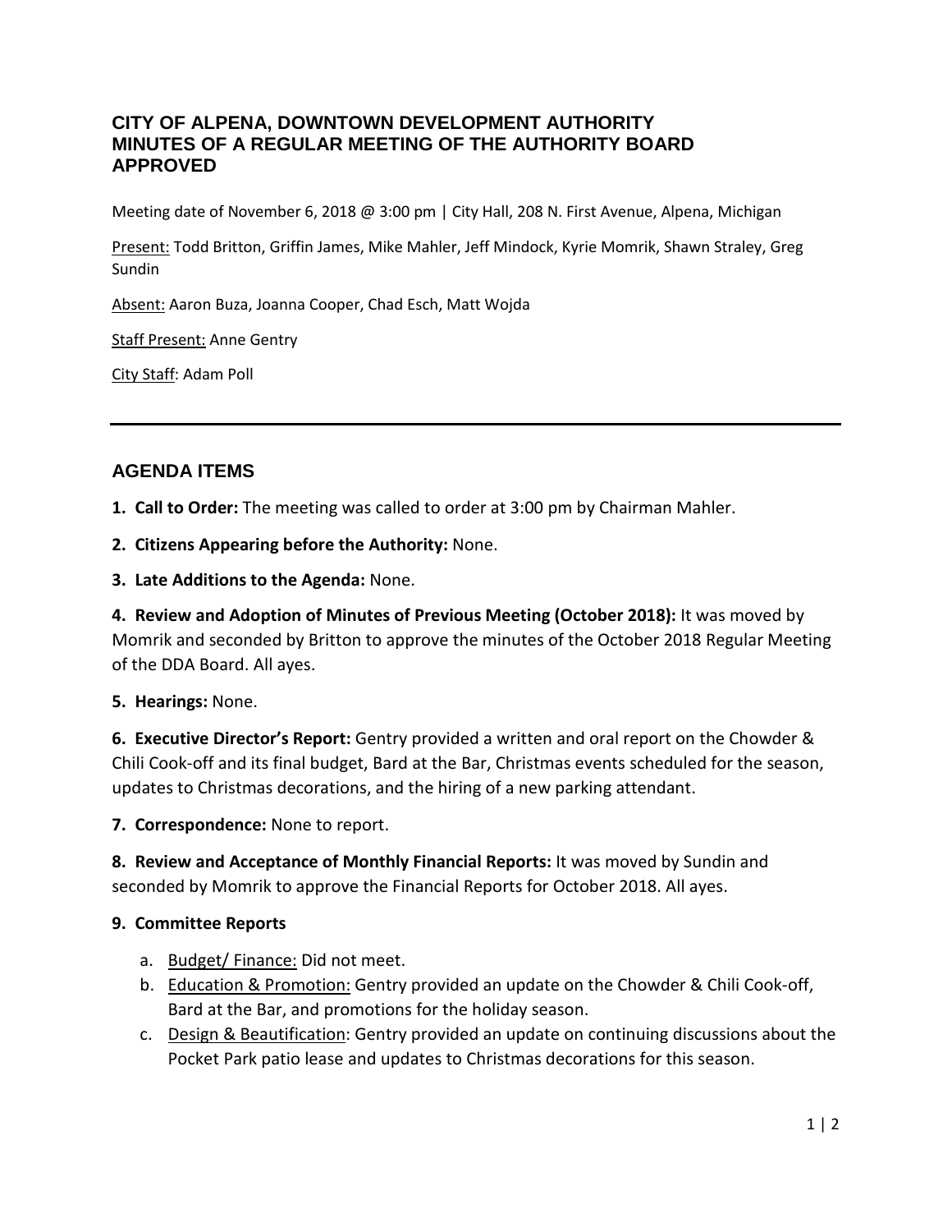# CITY OF ALPENA, DOWNTOWN DEVELOPMENT AUTHORITY
# MINUTES OF A REGULAR MEETING OF THE AUTHORITY BOARD
# APPROVED

Meeting date of November 6, 2018 @ 3:00 pm | City Hall, 208 N. First Avenue, Alpena, Michigan

Present: Todd Britton, Griffin James, Mike Mahler, Jeff Mindock, Kyrie Momrik, Shawn Straley, Greg Sundin

Absent: Aaron Buza, Joanna Cooper, Chad Esch, Matt Wojda

Staff Present: Anne Gentry

City Staff: Adam Poll

---

## AGENDA ITEMS

**1. Call to Order:** The meeting was called to order at 3:00 pm by Chairman Mahler.

**2. Citizens Appearing before the Authority:** None.

**3. Late Additions to the Agenda:** None.

**4. Review and Adoption of Minutes of Previous Meeting (October 2018):** It was moved by Momrik and seconded by Britton to approve the minutes of the October 2018 Regular Meeting of the DDA Board. All ayes.

**5. Hearings:** None.

**6. Executive Director's Report:** Gentry provided a written and oral report on the Chowder & Chili Cook-off and its final budget, Bard at the Bar, Christmas events scheduled for the season, updates to Christmas decorations, and the hiring of a new parking attendant.

**7. Correspondence:** None to report.

**8. Review and Acceptance of Monthly Financial Reports:** It was moved by Sundin and seconded by Momrik to approve the Financial Reports for October 2018. All ayes.

**9. Committee Reports**

a. Budget/ Finance: Did not meet.
b. Education & Promotion: Gentry provided an update on the Chowder & Chili Cook-off, Bard at the Bar, and promotions for the holiday season.
c. Design & Beautification: Gentry provided an update on continuing discussions about the Pocket Park patio lease and updates to Christmas decorations for this season.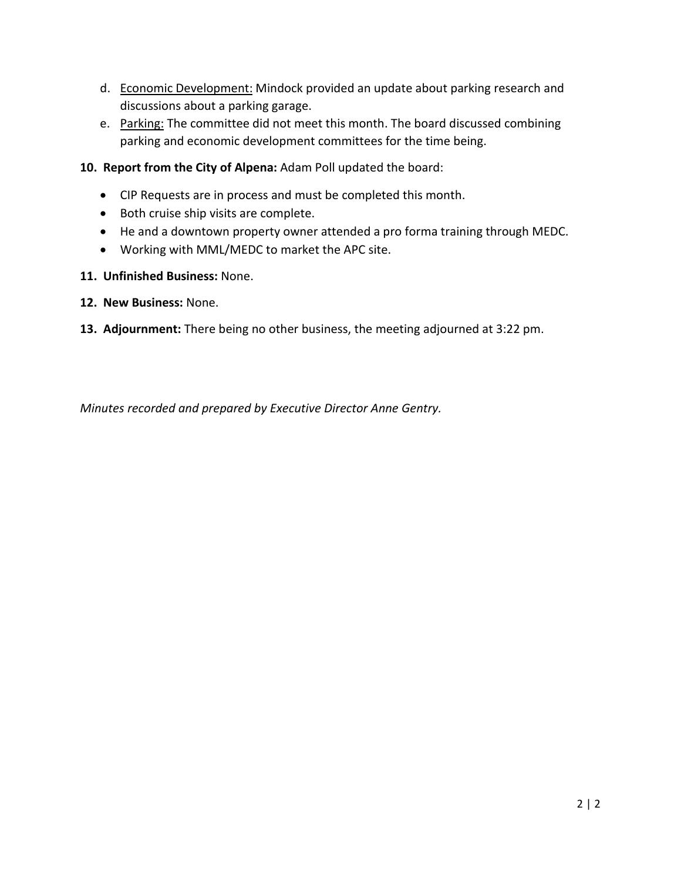d. Economic Development: Mindock provided an update about parking research and discussions about a parking garage.

e. Parking: The committee did not meet this month. The board discussed combining parking and economic development committees for the time being.

**10. Report from the City of Alpena:** Adam Poll updated the board:

- CIP Requests are in process and must be completed this month.
- Both cruise ship visits are complete.
- He and a downtown property owner attended a pro forma training through MEDC.
- Working with MML/MEDC to market the APC site.

**11. Unfinished Business:** None.

**12. New Business:** None.

**13. Adjournment:** There being no other business, the meeting adjourned at 3:22 pm.

*Minutes recorded and prepared by Executive Director Anne Gentry.*